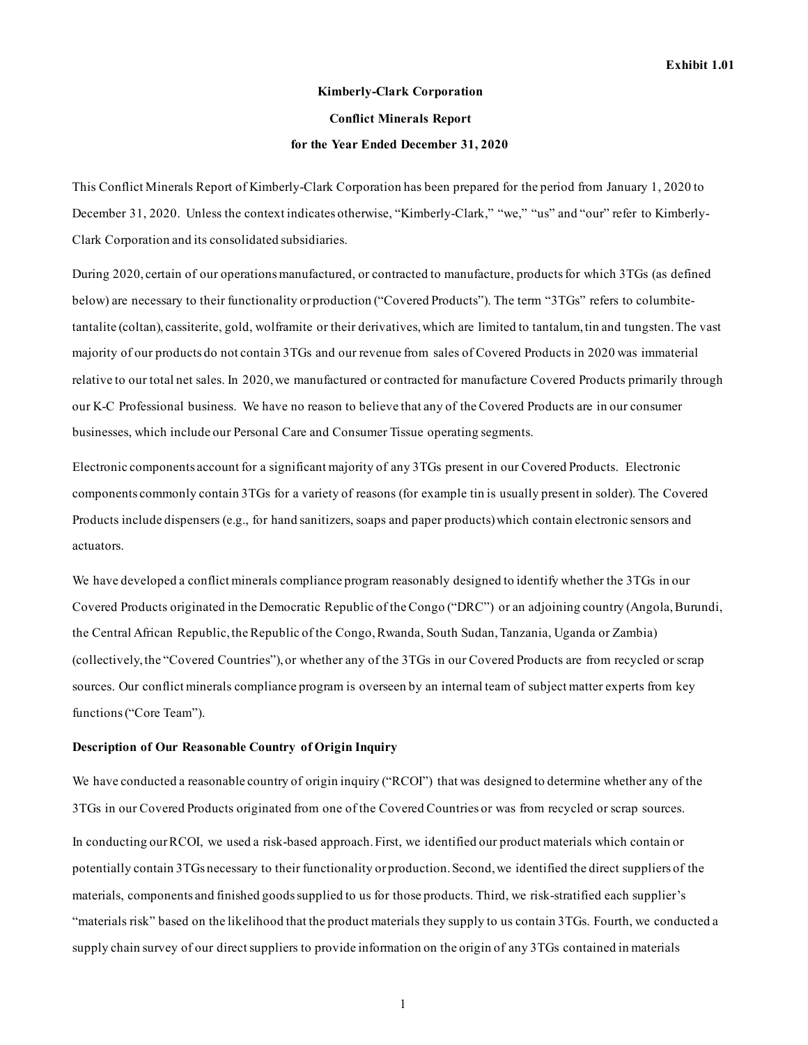Exhibit 1.01

# Kimberly-Clark Corporation

## Conflict Minerals Report

## for the Year Ended December 31, 2020

This Conflict Minerals Report of Kimberly-Clark Corporation has been prepared for the period from January 1, 2020 to December 31, 2020. Unless the context indicates otherwise, "Kimberly-Clark," "we," "us" and "our" refer to Kimberly-Clark Corporation and its consolidated subsidiaries.

During 2020, certain of our operations manufactured, or contracted to manufacture, products for which 3TGs (as defined below) are necessary to their functionality or production ("Covered Products"). The term "3TGs" refers to columbite-tantalite (coltan), cassiterite, gold, wolframite or their derivatives, which are limited to tantalum, tin and tungsten. The vast majority of our products do not contain 3TGs and our revenue from sales of Covered Products in 2020 was immaterial relative to our total net sales. In 2020, we manufactured or contracted for manufacture Covered Products primarily through our K-C Professional business. We have no reason to believe that any of the Covered Products are in our consumer businesses, which include our Personal Care and Consumer Tissue operating segments.

Electronic components account for a significant majority of any 3TGs present in our Covered Products. Electronic components commonly contain 3TGs for a variety of reasons (for example tin is usually present in solder). The Covered Products include dispensers (e.g., for hand sanitizers, soaps and paper products) which contain electronic sensors and actuators.

We have developed a conflict minerals compliance program reasonably designed to identify whether the 3TGs in our Covered Products originated in the Democratic Republic of the Congo ("DRC") or an adjoining country (Angola, Burundi, the Central African Republic, the Republic of the Congo, Rwanda, South Sudan, Tanzania, Uganda or Zambia) (collectively, the "Covered Countries"), or whether any of the 3TGs in our Covered Products are from recycled or scrap sources. Our conflict minerals compliance program is overseen by an internal team of subject matter experts from key functions ("Core Team").

**Description of Our Reasonable Country of Origin Inquiry**

We have conducted a reasonable country of origin inquiry ("RCOI") that was designed to determine whether any of the 3TGs in our Covered Products originated from one of the Covered Countries or was from recycled or scrap sources.

In conducting our RCOI, we used a risk-based approach. First, we identified our product materials which contain or potentially contain 3TGs necessary to their functionality or production. Second, we identified the direct suppliers of the materials, components and finished goods supplied to us for those products. Third, we risk-stratified each supplier's "materials risk" based on the likelihood that the product materials they supply to us contain 3TGs. Fourth, we conducted a supply chain survey of our direct suppliers to provide information on the origin of any 3TGs contained in materials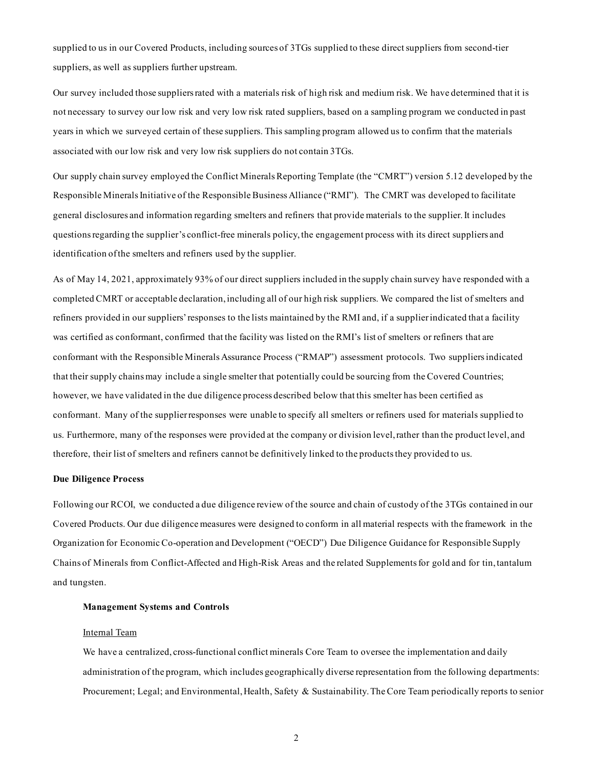supplied to us in our Covered Products, including sources of 3TGs supplied to these direct suppliers from second-tier suppliers, as well as suppliers further upstream.

Our survey included those suppliers rated with a materials risk of high risk and medium risk. We have determined that it is not necessary to survey our low risk and very low risk rated suppliers, based on a sampling program we conducted in past years in which we surveyed certain of these suppliers. This sampling program allowed us to confirm that the materials associated with our low risk and very low risk suppliers do not contain 3TGs.

Our supply chain survey employed the Conflict Minerals Reporting Template (the "CMRT") version 5.12 developed by the Responsible Minerals Initiative of the Responsible Business Alliance ("RMI"). The CMRT was developed to facilitate general disclosures and information regarding smelters and refiners that provide materials to the supplier. It includes questions regarding the supplier's conflict-free minerals policy, the engagement process with its direct suppliers and identification of the smelters and refiners used by the supplier.

As of May 14, 2021, approximately 93% of our direct suppliers included in the supply chain survey have responded with a completed CMRT or acceptable declaration, including all of our high risk suppliers. We compared the list of smelters and refiners provided in our suppliers' responses to the lists maintained by the RMI and, if a supplier indicated that a facility was certified as conformant, confirmed that the facility was listed on the RMI's list of smelters or refiners that are conformant with the Responsible Minerals Assurance Process ("RMAP") assessment protocols. Two suppliers indicated that their supply chains may include a single smelter that potentially could be sourcing from the Covered Countries; however, we have validated in the due diligence process described below that this smelter has been certified as conformant. Many of the supplier responses were unable to specify all smelters or refiners used for materials supplied to us. Furthermore, many of the responses were provided at the company or division level, rather than the product level, and therefore, their list of smelters and refiners cannot be definitively linked to the products they provided to us.

**Due Diligence Process**

Following our RCOI, we conducted a due diligence review of the source and chain of custody of the 3TGs contained in our Covered Products. Our due diligence measures were designed to conform in all material respects with the framework in the Organization for Economic Co-operation and Development ("OECD") Due Diligence Guidance for Responsible Supply Chains of Minerals from Conflict-Affected and High-Risk Areas and the related Supplements for gold and for tin, tantalum and tungsten.

**Management Systems and Controls**

Internal Team

We have a centralized, cross-functional conflict minerals Core Team to oversee the implementation and daily administration of the program, which includes geographically diverse representation from the following departments: Procurement; Legal; and Environmental, Health, Safety & Sustainability. The Core Team periodically reports to senior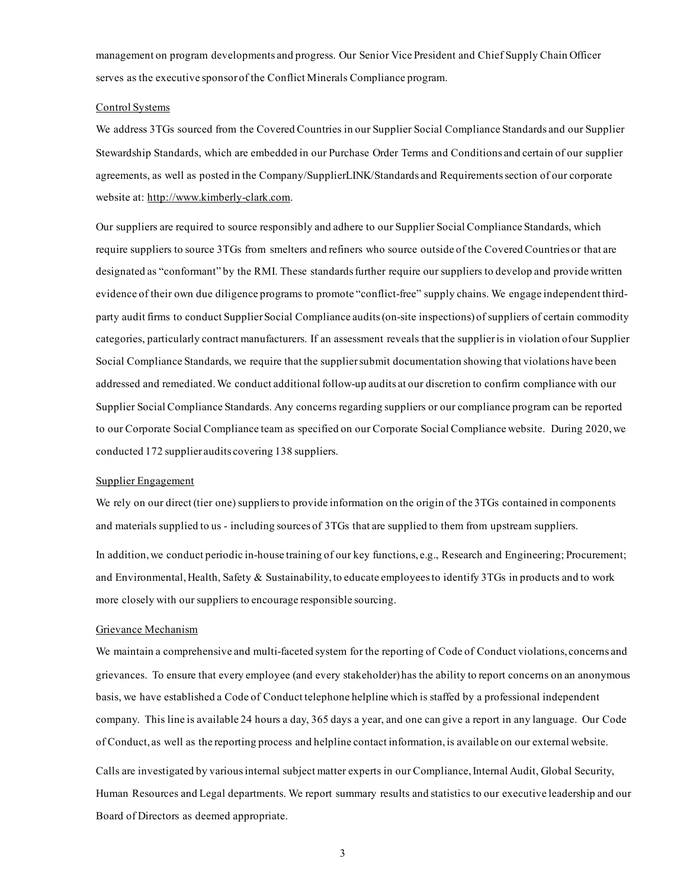management on program developments and progress. Our Senior Vice President and Chief Supply Chain Officer serves as the executive sponsor of the Conflict Minerals Compliance program.

### Control Systems

We address 3TGs sourced from the Covered Countries in our Supplier Social Compliance Standards and our Supplier Stewardship Standards, which are embedded in our Purchase Order Terms and Conditions and certain of our supplier agreements, as well as posted in the Company/SupplierLINK/Standards and Requirements section of our corporate website at: http://www.kimberly-clark.com.

Our suppliers are required to source responsibly and adhere to our Supplier Social Compliance Standards, which require suppliers to source 3TGs from smelters and refiners who source outside of the Covered Countries or that are designated as "conformant" by the RMI. These standards further require our suppliers to develop and provide written evidence of their own due diligence programs to promote "conflict-free" supply chains. We engage independent third-party audit firms to conduct Supplier Social Compliance audits (on-site inspections) of suppliers of certain commodity categories, particularly contract manufacturers. If an assessment reveals that the supplier is in violation of our Supplier Social Compliance Standards, we require that the supplier submit documentation showing that violations have been addressed and remediated. We conduct additional follow-up audits at our discretion to confirm compliance with our Supplier Social Compliance Standards. Any concerns regarding suppliers or our compliance program can be reported to our Corporate Social Compliance team as specified on our Corporate Social Compliance website. During 2020, we conducted 172 supplier audits covering 138 suppliers.

### Supplier Engagement

We rely on our direct (tier one) suppliers to provide information on the origin of the 3TGs contained in components and materials supplied to us - including sources of 3TGs that are supplied to them from upstream suppliers.

In addition, we conduct periodic in-house training of our key functions, e.g., Research and Engineering; Procurement; and Environmental, Health, Safety & Sustainability, to educate employees to identify 3TGs in products and to work more closely with our suppliers to encourage responsible sourcing.

### Grievance Mechanism

We maintain a comprehensive and multi-faceted system for the reporting of Code of Conduct violations, concerns and grievances. To ensure that every employee (and every stakeholder) has the ability to report concerns on an anonymous basis, we have established a Code of Conduct telephone helpline which is staffed by a professional independent company. This line is available 24 hours a day, 365 days a year, and one can give a report in any language. Our Code of Conduct, as well as the reporting process and helpline contact information, is available on our external website.

Calls are investigated by various internal subject matter experts in our Compliance, Internal Audit, Global Security, Human Resources and Legal departments. We report summary results and statistics to our executive leadership and our Board of Directors as deemed appropriate.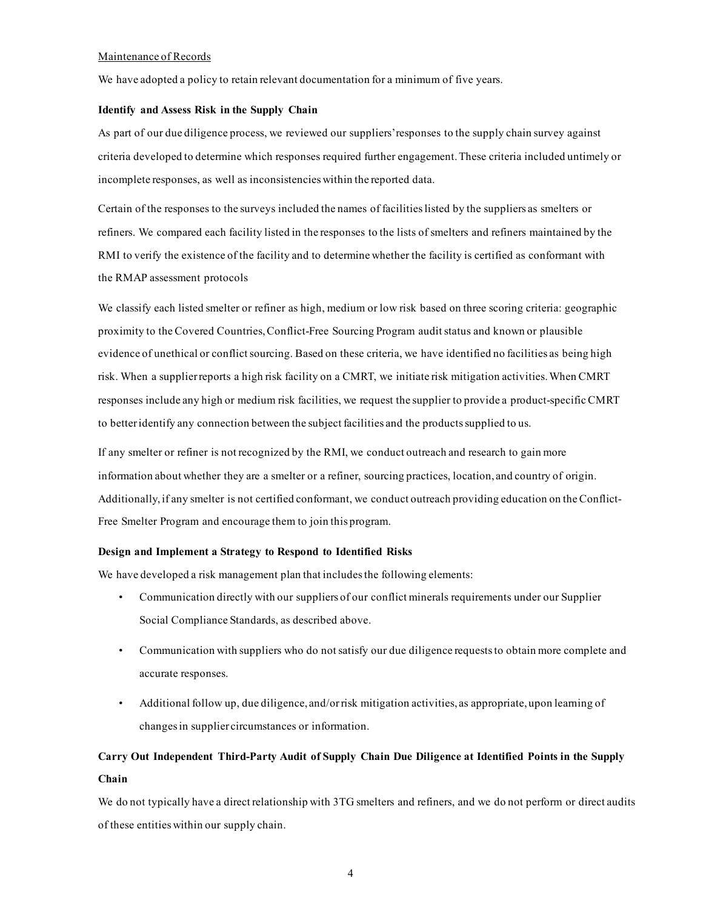Maintenance of Records

We have adopted a policy to retain relevant documentation for a minimum of five years.

**Identify and Assess Risk in the Supply Chain**

As part of our due diligence process, we reviewed our suppliers' responses to the supply chain survey against criteria developed to determine which responses required further engagement. These criteria included untimely or incomplete responses, as well as inconsistencies within the reported data.

Certain of the responses to the surveys included the names of facilities listed by the suppliers as smelters or refiners. We compared each facility listed in the responses to the lists of smelters and refiners maintained by the RMI to verify the existence of the facility and to determine whether the facility is certified as conformant with the RMAP assessment protocols

We classify each listed smelter or refiner as high, medium or low risk based on three scoring criteria: geographic proximity to the Covered Countries, Conflict-Free Sourcing Program audit status and known or plausible evidence of unethical or conflict sourcing. Based on these criteria, we have identified no facilities as being high risk. When a supplier reports a high risk facility on a CMRT, we initiate risk mitigation activities. When CMRT responses include any high or medium risk facilities, we request the supplier to provide a product-specific CMRT to better identify any connection between the subject facilities and the products supplied to us.

If any smelter or refiner is not recognized by the RMI, we conduct outreach and research to gain more information about whether they are a smelter or a refiner, sourcing practices, location, and country of origin. Additionally, if any smelter is not certified conformant, we conduct outreach providing education on the Conflict-Free Smelter Program and encourage them to join this program.

**Design and Implement a Strategy to Respond to Identified Risks**

We have developed a risk management plan that includes the following elements:

- Communication directly with our suppliers of our conflict minerals requirements under our Supplier Social Compliance Standards, as described above.
- Communication with suppliers who do not satisfy our due diligence requests to obtain more complete and accurate responses.
- Additional follow up, due diligence, and/or risk mitigation activities, as appropriate, upon learning of changes in supplier circumstances or information.

**Carry Out Independent Third-Party Audit of Supply Chain Due Diligence at Identified Points in the Supply Chain**

We do not typically have a direct relationship with 3TG smelters and refiners, and we do not perform or direct audits of these entities within our supply chain.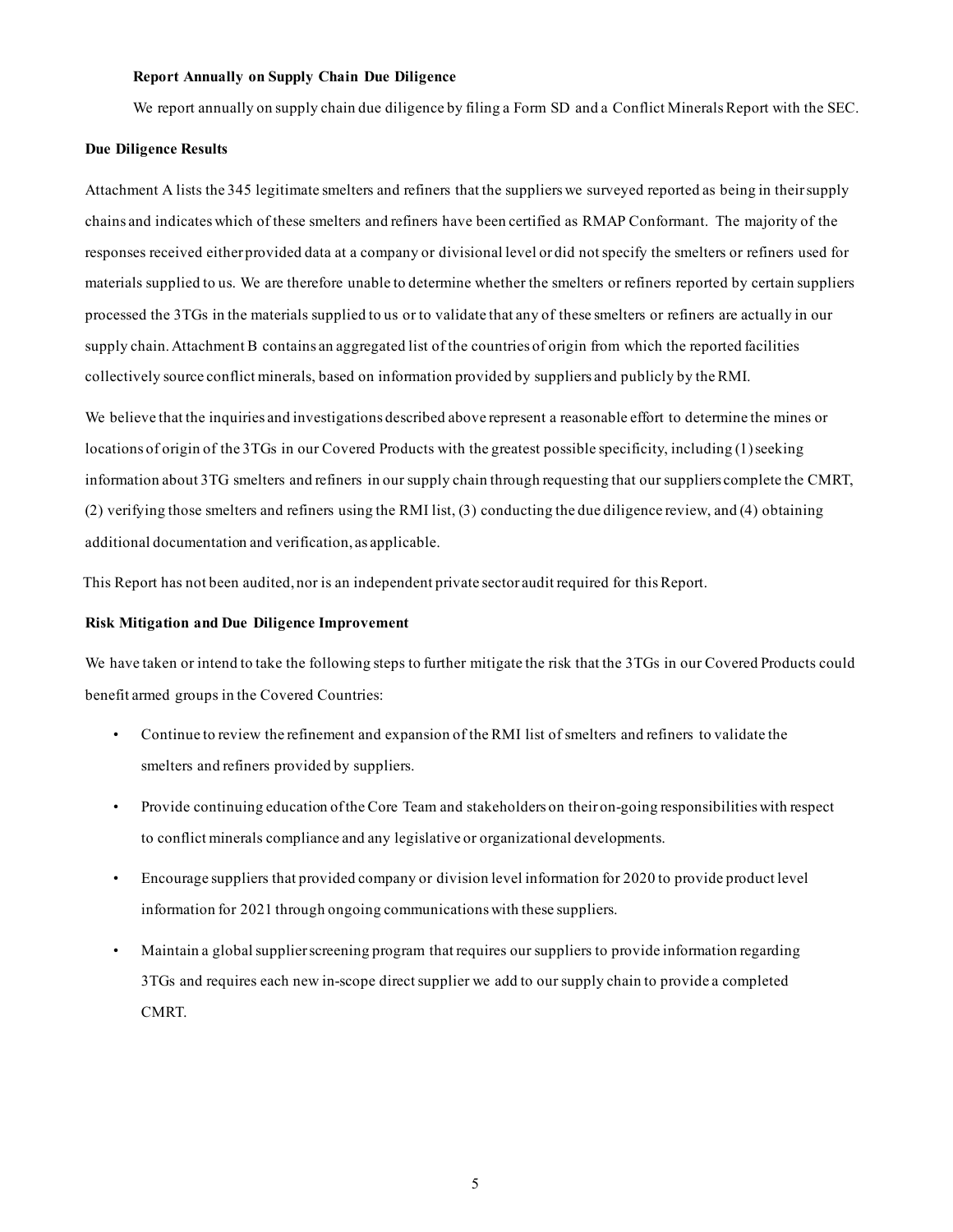**Report Annually on Supply Chain Due Diligence**

We report annually on supply chain due diligence by filing a Form SD and a Conflict Minerals Report with the SEC.

**Due Diligence Results**

Attachment A lists the 345 legitimate smelters and refiners that the suppliers we surveyed reported as being in their supply chains and indicates which of these smelters and refiners have been certified as RMAP Conformant. The majority of the responses received either provided data at a company or divisional level or did not specify the smelters or refiners used for materials supplied to us. We are therefore unable to determine whether the smelters or refiners reported by certain suppliers processed the 3TGs in the materials supplied to us or to validate that any of these smelters or refiners are actually in our supply chain. Attachment B contains an aggregated list of the countries of origin from which the reported facilities collectively source conflict minerals, based on information provided by suppliers and publicly by the RMI.

We believe that the inquiries and investigations described above represent a reasonable effort to determine the mines or locations of origin of the 3TGs in our Covered Products with the greatest possible specificity, including (1) seeking information about 3TG smelters and refiners in our supply chain through requesting that our suppliers complete the CMRT, (2) verifying those smelters and refiners using the RMI list, (3) conducting the due diligence review, and (4) obtaining additional documentation and verification, as applicable.

This Report has not been audited, nor is an independent private sector audit required for this Report.

**Risk Mitigation and Due Diligence Improvement**

We have taken or intend to take the following steps to further mitigate the risk that the 3TGs in our Covered Products could benefit armed groups in the Covered Countries:

- Continue to review the refinement and expansion of the RMI list of smelters and refiners to validate the smelters and refiners provided by suppliers.
- Provide continuing education of the Core Team and stakeholders on their on-going responsibilities with respect to conflict minerals compliance and any legislative or organizational developments.
- Encourage suppliers that provided company or division level information for 2020 to provide product level information for 2021 through ongoing communications with these suppliers.
- Maintain a global supplier screening program that requires our suppliers to provide information regarding 3TGs and requires each new in-scope direct supplier we add to our supply chain to provide a completed CMRT.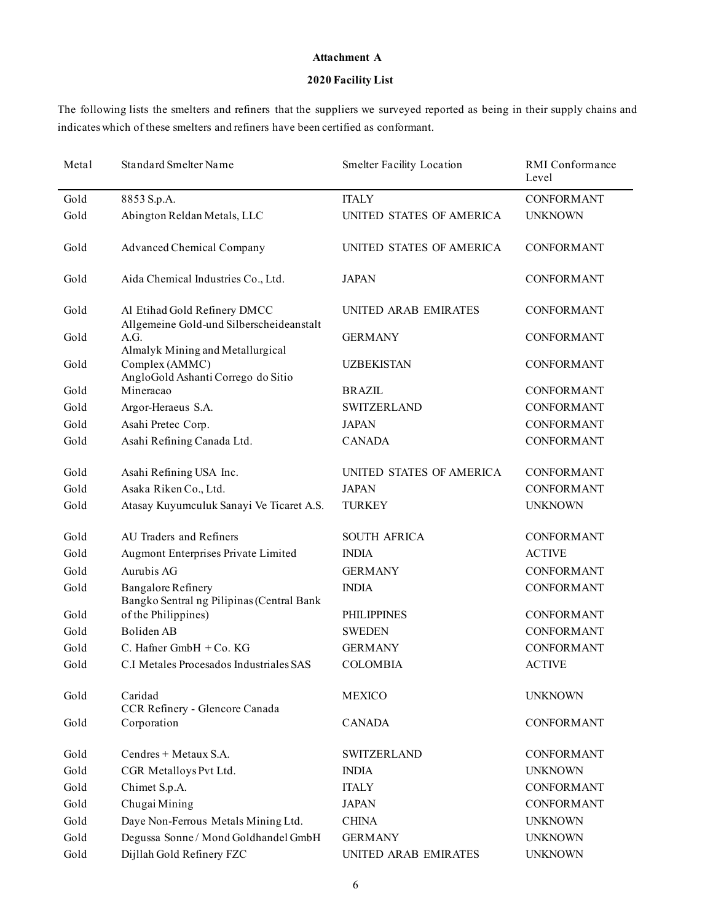**Attachment A**

**2020 Facility List**

The following lists the smelters and refiners that the suppliers we surveyed reported as being in their supply chains and indicates which of these smelters and refiners have been certified as conformant.

| Metal | Standard Smelter Name | Smelter Facility Location | RMI Conformance Level |
|---|---|---|---|
| Gold | 8853 S.p.A. | ITALY | CONFORMANT |
| Gold | Abington Reldan Metals, LLC | UNITED STATES OF AMERICA | UNKNOWN |
| Gold | Advanced Chemical Company | UNITED STATES OF AMERICA | CONFORMANT |
| Gold | Aida Chemical Industries Co., Ltd. | JAPAN | CONFORMANT |
| Gold | Al Etihad Gold Refinery DMCC | UNITED ARAB EMIRATES | CONFORMANT |
| Gold | Allgemeine Gold-und Silberscheideanstalt A.G. | GERMANY | CONFORMANT |
| Gold | Almalyk Mining and Metallurgical Complex (AMMC) | UZBEKISTAN | CONFORMANT |
| Gold | AngloGold Ashanti Corrego do Sitio Mineracao | BRAZIL | CONFORMANT |
| Gold | Argor-Heraeus S.A. | SWITZERLAND | CONFORMANT |
| Gold | Asahi Pretec Corp. | JAPAN | CONFORMANT |
| Gold | Asahi Refining Canada Ltd. | CANADA | CONFORMANT |
| Gold | Asahi Refining USA Inc. | UNITED STATES OF AMERICA | CONFORMANT |
| Gold | Asaka Riken Co., Ltd. | JAPAN | CONFORMANT |
| Gold | Atasay Kuyumculuk Sanayi Ve Ticaret A.S. | TURKEY | UNKNOWN |
| Gold | AU Traders and Refiners | SOUTH AFRICA | CONFORMANT |
| Gold | Augmont Enterprises Private Limited | INDIA | ACTIVE |
| Gold | Aurubis AG | GERMANY | CONFORMANT |
| Gold | Bangalore Refinery | INDIA | CONFORMANT |
| Gold | Bangko Sentral ng Pilipinas (Central Bank of the Philippines) | PHILIPPINES | CONFORMANT |
| Gold | Boliden AB | SWEDEN | CONFORMANT |
| Gold | C. Hafner GmbH + Co. KG | GERMANY | CONFORMANT |
| Gold | C.I Metales Procesados Industriales SAS | COLOMBIA | ACTIVE |
| Gold | Caridad | MEXICO | UNKNOWN |
| Gold | CCR Refinery - Glencore Canada Corporation | CANADA | CONFORMANT |
| Gold | Cendres + Metaux S.A. | SWITZERLAND | CONFORMANT |
| Gold | CGR Metalloys Pvt Ltd. | INDIA | UNKNOWN |
| Gold | Chimet S.p.A. | ITALY | CONFORMANT |
| Gold | Chugai Mining | JAPAN | CONFORMANT |
| Gold | Daye Non-Ferrous Metals Mining Ltd. | CHINA | UNKNOWN |
| Gold | Degussa Sonne / Mond Goldhandel GmbH | GERMANY | UNKNOWN |
| Gold | Dijllah Gold Refinery FZC | UNITED ARAB EMIRATES | UNKNOWN |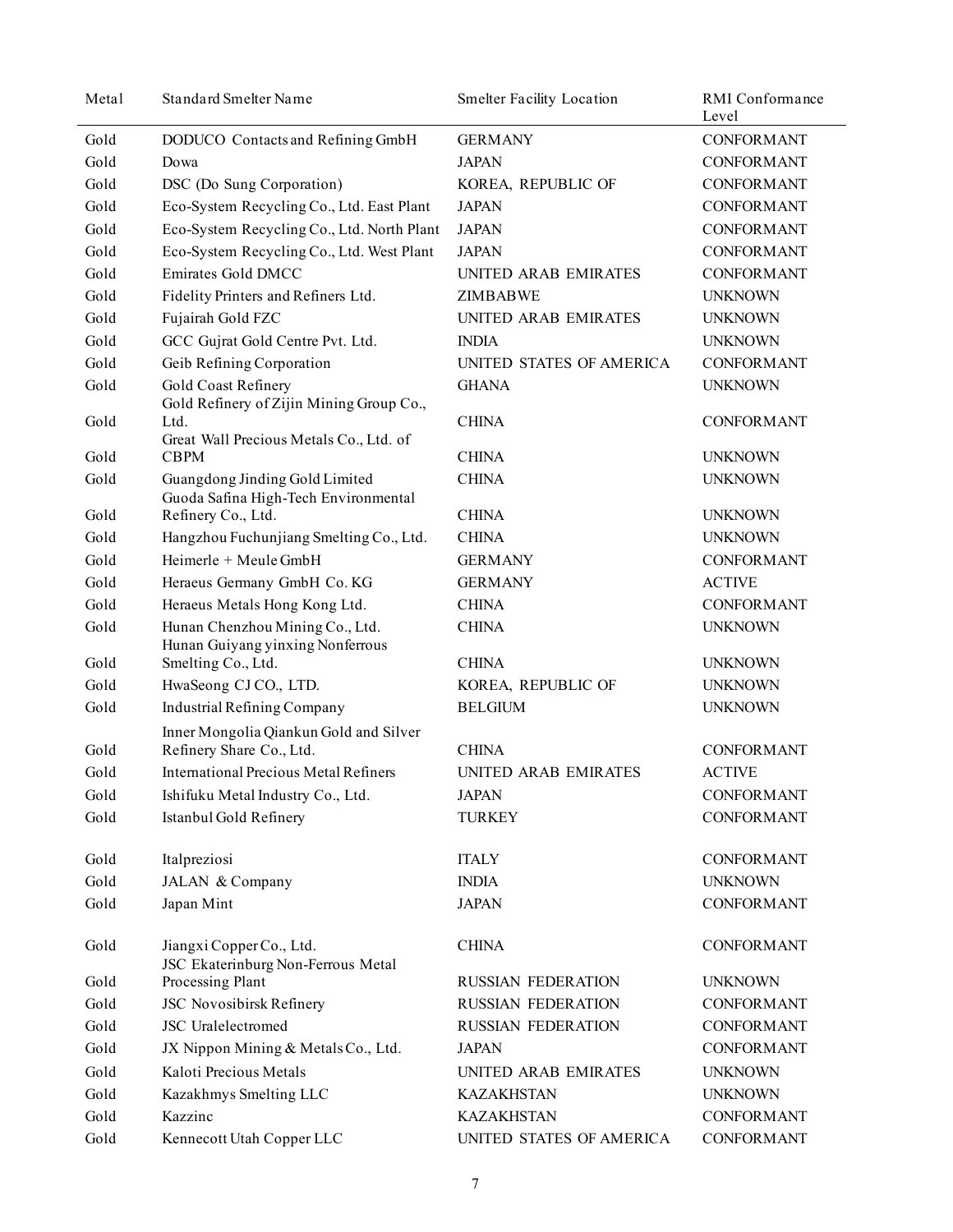| Metal | Standard Smelter Name | Smelter Facility Location | RMI Conformance Level |
| --- | --- | --- | --- |
| Gold | DODUCO Contacts and Refining GmbH | GERMANY | CONFORMANT |
| Gold | Dowa | JAPAN | CONFORMANT |
| Gold | DSC (Do Sung Corporation) | KOREA, REPUBLIC OF | CONFORMANT |
| Gold | Eco-System Recycling Co., Ltd. East Plant | JAPAN | CONFORMANT |
| Gold | Eco-System Recycling Co., Ltd. North Plant | JAPAN | CONFORMANT |
| Gold | Eco-System Recycling Co., Ltd. West Plant | JAPAN | CONFORMANT |
| Gold | Emirates Gold DMCC | UNITED ARAB EMIRATES | CONFORMANT |
| Gold | Fidelity Printers and Refiners Ltd. | ZIMBABWE | UNKNOWN |
| Gold | Fujairah Gold FZC | UNITED ARAB EMIRATES | UNKNOWN |
| Gold | GCC Gujrat Gold Centre Pvt. Ltd. | INDIA | UNKNOWN |
| Gold | Geib Refining Corporation | UNITED STATES OF AMERICA | CONFORMANT |
| Gold | Gold Coast Refinery | GHANA | UNKNOWN |
| Gold | Gold Refinery of Zijin Mining Group Co., Ltd. | CHINA | CONFORMANT |
| Gold | Great Wall Precious Metals Co., Ltd. of CBPM | CHINA | UNKNOWN |
| Gold | Guangdong Jinding Gold Limited | CHINA | UNKNOWN |
| Gold | Guoda Safina High-Tech Environmental Refinery Co., Ltd. | CHINA | UNKNOWN |
| Gold | Hangzhou Fuchunjiang Smelting Co., Ltd. | CHINA | UNKNOWN |
| Gold | Heimerle + Meule GmbH | GERMANY | CONFORMANT |
| Gold | Heraeus Germany GmbH Co. KG | GERMANY | ACTIVE |
| Gold | Heraeus Metals Hong Kong Ltd. | CHINA | CONFORMANT |
| Gold | Hunan Chenzhou Mining Co., Ltd. | CHINA | UNKNOWN |
| Gold | Hunan Guiyang yinxing Nonferrous Smelting Co., Ltd. | CHINA | UNKNOWN |
| Gold | HwaSeong CJ CO., LTD. | KOREA, REPUBLIC OF | UNKNOWN |
| Gold | Industrial Refining Company | BELGIUM | UNKNOWN |
| Gold | Inner Mongolia Qiankun Gold and Silver Refinery Share Co., Ltd. | CHINA | CONFORMANT |
| Gold | International Precious Metal Refiners | UNITED ARAB EMIRATES | ACTIVE |
| Gold | Ishifuku Metal Industry Co., Ltd. | JAPAN | CONFORMANT |
| Gold | Istanbul Gold Refinery | TURKEY | CONFORMANT |
| Gold | Italpreziosi | ITALY | CONFORMANT |
| Gold | JALAN & Company | INDIA | UNKNOWN |
| Gold | Japan Mint | JAPAN | CONFORMANT |
| Gold | Jiangxi Copper Co., Ltd. | CHINA | CONFORMANT |
| Gold | JSC Ekaterinburg Non-Ferrous Metal Processing Plant | RUSSIAN FEDERATION | UNKNOWN |
| Gold | JSC Novosibirsk Refinery | RUSSIAN FEDERATION | CONFORMANT |
| Gold | JSC Uralelectromed | RUSSIAN FEDERATION | CONFORMANT |
| Gold | JX Nippon Mining & Metals Co., Ltd. | JAPAN | CONFORMANT |
| Gold | Kaloti Precious Metals | UNITED ARAB EMIRATES | UNKNOWN |
| Gold | Kazakhmys Smelting LLC | KAZAKHSTAN | UNKNOWN |
| Gold | Kazzinc | KAZAKHSTAN | CONFORMANT |
| Gold | Kennecott Utah Copper LLC | UNITED STATES OF AMERICA | CONFORMANT |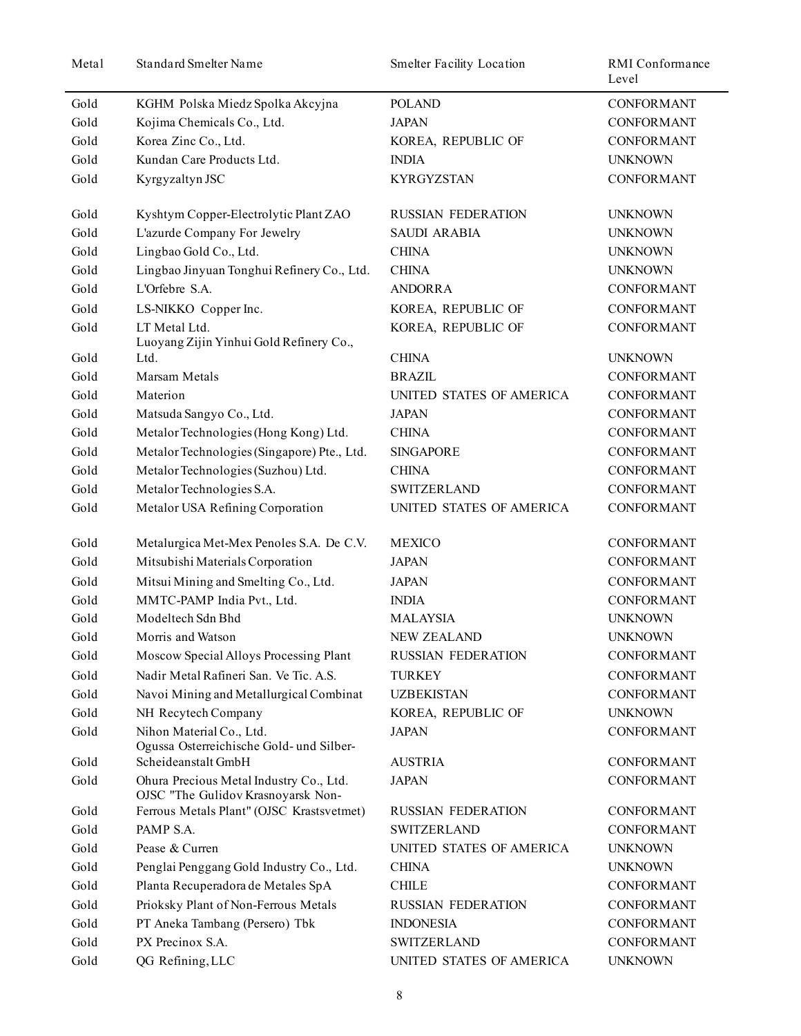| Metal | Standard Smelter Name | Smelter Facility Location | RMI Conformance Level |
|---|---|---|---|
| Gold | KGHM Polska Miedz Spolka Akcyjna | POLAND | CONFORMANT |
| Gold | Kojima Chemicals Co., Ltd. | JAPAN | CONFORMANT |
| Gold | Korea Zinc Co., Ltd. | KOREA, REPUBLIC OF | CONFORMANT |
| Gold | Kundan Care Products Ltd. | INDIA | UNKNOWN |
| Gold | Kyrgyzaltyn JSC | KYRGYZSTAN | CONFORMANT |
| Gold | Kyshtym Copper-Electrolytic Plant ZAO | RUSSIAN FEDERATION | UNKNOWN |
| Gold | L'azurde Company For Jewelry | SAUDI ARABIA | UNKNOWN |
| Gold | Lingbao Gold Co., Ltd. | CHINA | UNKNOWN |
| Gold | Lingbao Jinyuan Tonghui Refinery Co., Ltd. | CHINA | UNKNOWN |
| Gold | L'Orfebre S.A. | ANDORRA | CONFORMANT |
| Gold | LS-NIKKO Copper Inc. | KOREA, REPUBLIC OF | CONFORMANT |
| Gold | LT Metal Ltd. | KOREA, REPUBLIC OF | CONFORMANT |
| Gold | Luoyang Zijin Yinhui Gold Refinery Co., Ltd. | CHINA | UNKNOWN |
| Gold | Marsam Metals | BRAZIL | CONFORMANT |
| Gold | Materion | UNITED STATES OF AMERICA | CONFORMANT |
| Gold | Matsuda Sangyo Co., Ltd. | JAPAN | CONFORMANT |
| Gold | Metalor Technologies (Hong Kong) Ltd. | CHINA | CONFORMANT |
| Gold | Metalor Technologies (Singapore) Pte., Ltd. | SINGAPORE | CONFORMANT |
| Gold | Metalor Technologies (Suzhou) Ltd. | CHINA | CONFORMANT |
| Gold | Metalor Technologies S.A. | SWITZERLAND | CONFORMANT |
| Gold | Metalor USA Refining Corporation | UNITED STATES OF AMERICA | CONFORMANT |
| Gold | Metalurgica Met-Mex Penoles S.A. De C.V. | MEXICO | CONFORMANT |
| Gold | Mitsubishi Materials Corporation | JAPAN | CONFORMANT |
| Gold | Mitsui Mining and Smelting Co., Ltd. | JAPAN | CONFORMANT |
| Gold | MMTC-PAMP India Pvt., Ltd. | INDIA | CONFORMANT |
| Gold | Modeltech Sdn Bhd | MALAYSIA | UNKNOWN |
| Gold | Morris and Watson | NEW ZEALAND | UNKNOWN |
| Gold | Moscow Special Alloys Processing Plant | RUSSIAN FEDERATION | CONFORMANT |
| Gold | Nadir Metal Rafineri San. Ve Tic. A.S. | TURKEY | CONFORMANT |
| Gold | Navoi Mining and Metallurgical Combinat | UZBEKISTAN | CONFORMANT |
| Gold | NH Recytech Company | KOREA, REPUBLIC OF | UNKNOWN |
| Gold | Nihon Material Co., Ltd. | JAPAN | CONFORMANT |
| Gold | Ogussa Osterreichische Gold- und Silber-Scheideanstalt GmbH | AUSTRIA | CONFORMANT |
| Gold | Ohura Precious Metal Industry Co., Ltd. | JAPAN | CONFORMANT |
| Gold | OJSC "The Gulidov Krasnoyarsk Non-Ferrous Metals Plant" (OJSC Krastsvetmet) | RUSSIAN FEDERATION | CONFORMANT |
| Gold | PAMP S.A. | SWITZERLAND | CONFORMANT |
| Gold | Pease & Curren | UNITED STATES OF AMERICA | UNKNOWN |
| Gold | Penglai Penggang Gold Industry Co., Ltd. | CHINA | UNKNOWN |
| Gold | Planta Recuperadora de Metales SpA | CHILE | CONFORMANT |
| Gold | Prioksky Plant of Non-Ferrous Metals | RUSSIAN FEDERATION | CONFORMANT |
| Gold | PT Aneka Tambang (Persero) Tbk | INDONESIA | CONFORMANT |
| Gold | PX Precinox S.A. | SWITZERLAND | CONFORMANT |
| Gold | QG Refining, LLC | UNITED STATES OF AMERICA | UNKNOWN |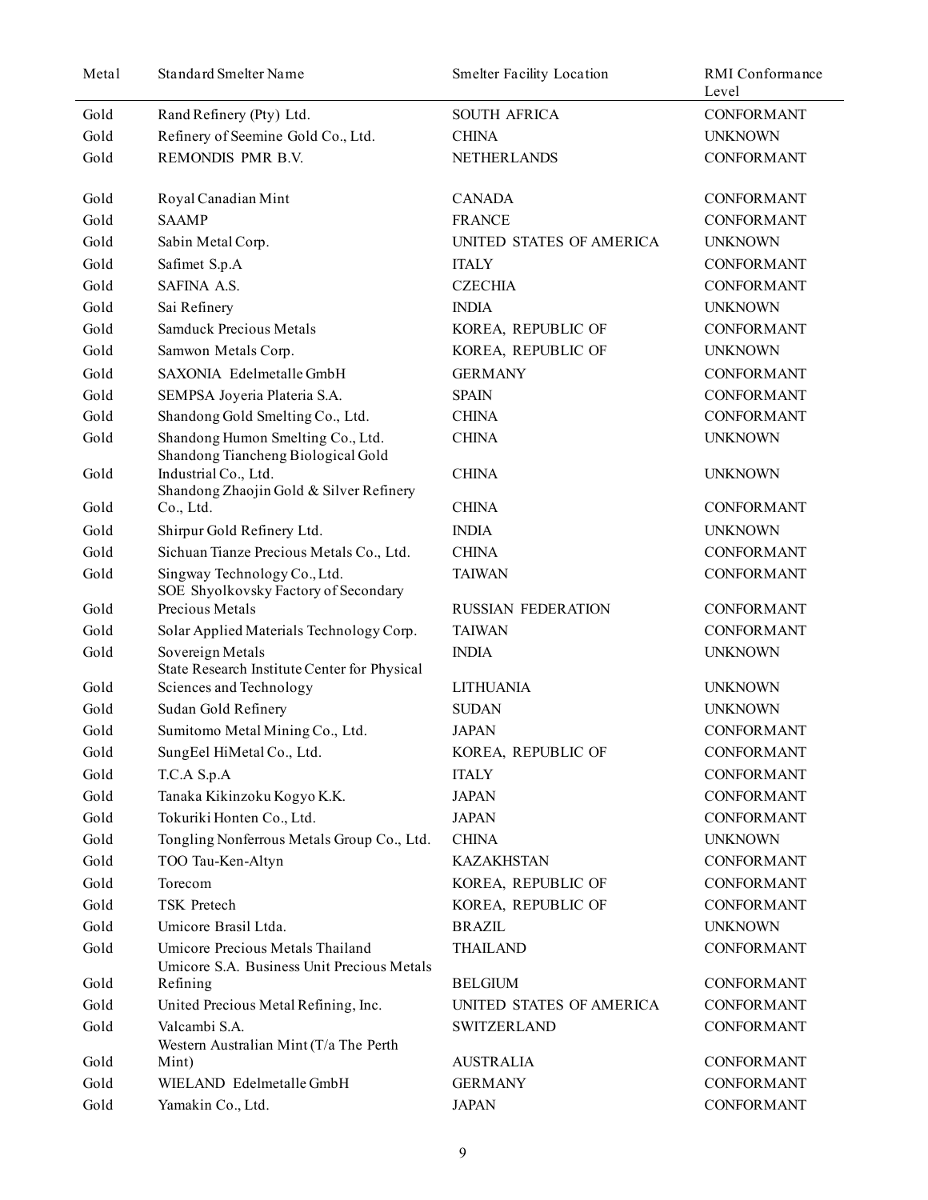| Metal | Standard Smelter Name | Smelter Facility Location | RMI Conformance Level |
|---|---|---|---|
| Gold | Rand Refinery (Pty) Ltd. | SOUTH AFRICA | CONFORMANT |
| Gold | Refinery of Seemine Gold Co., Ltd. | CHINA | UNKNOWN |
| Gold | REMONDIS PMR B.V. | NETHERLANDS | CONFORMANT |
| Gold | Royal Canadian Mint | CANADA | CONFORMANT |
| Gold | SAAMP | FRANCE | CONFORMANT |
| Gold | Sabin Metal Corp. | UNITED STATES OF AMERICA | UNKNOWN |
| Gold | Safimet S.p.A | ITALY | CONFORMANT |
| Gold | SAFINA A.S. | CZECHIA | CONFORMANT |
| Gold | Sai Refinery | INDIA | UNKNOWN |
| Gold | Samduck Precious Metals | KOREA, REPUBLIC OF | CONFORMANT |
| Gold | Samwon Metals Corp. | KOREA, REPUBLIC OF | UNKNOWN |
| Gold | SAXONIA Edelmetalle GmbH | GERMANY | CONFORMANT |
| Gold | SEMPSA Joyeria Plateria S.A. | SPAIN | CONFORMANT |
| Gold | Shandong Gold Smelting Co., Ltd. | CHINA | CONFORMANT |
| Gold | Shandong Humon Smelting Co., Ltd. | CHINA | UNKNOWN |
| Gold | Shandong Tiancheng Biological Gold Industrial Co., Ltd. | CHINA | UNKNOWN |
| Gold | Shandong Zhaojin Gold & Silver Refinery Co., Ltd. | CHINA | CONFORMANT |
| Gold | Shirpur Gold Refinery Ltd. | INDIA | UNKNOWN |
| Gold | Sichuan Tianze Precious Metals Co., Ltd. | CHINA | CONFORMANT |
| Gold | Singway Technology Co., Ltd. | TAIWAN | CONFORMANT |
| Gold | SOE Shyolkovsky Factory of Secondary Precious Metals | RUSSIAN FEDERATION | CONFORMANT |
| Gold | Solar Applied Materials Technology Corp. | TAIWAN | CONFORMANT |
| Gold | Sovereign Metals | INDIA | UNKNOWN |
| Gold | State Research Institute Center for Physical Sciences and Technology | LITHUANIA | UNKNOWN |
| Gold | Sudan Gold Refinery | SUDAN | UNKNOWN |
| Gold | Sumitomo Metal Mining Co., Ltd. | JAPAN | CONFORMANT |
| Gold | SungEel HiMetal Co., Ltd. | KOREA, REPUBLIC OF | CONFORMANT |
| Gold | T.C.A S.p.A | ITALY | CONFORMANT |
| Gold | Tanaka Kikinzoku Kogyo K.K. | JAPAN | CONFORMANT |
| Gold | Tokuriki Honten Co., Ltd. | JAPAN | CONFORMANT |
| Gold | Tongling Nonferrous Metals Group Co., Ltd. | CHINA | UNKNOWN |
| Gold | TOO Tau-Ken-Altyn | KAZAKHSTAN | CONFORMANT |
| Gold | Torecom | KOREA, REPUBLIC OF | CONFORMANT |
| Gold | TSK Pretech | KOREA, REPUBLIC OF | CONFORMANT |
| Gold | Umicore Brasil Ltda. | BRAZIL | UNKNOWN |
| Gold | Umicore Precious Metals Thailand | THAILAND | CONFORMANT |
| Gold | Umicore S.A. Business Unit Precious Metals Refining | BELGIUM | CONFORMANT |
| Gold | United Precious Metal Refining, Inc. | UNITED STATES OF AMERICA | CONFORMANT |
| Gold | Valcambi S.A. | SWITZERLAND | CONFORMANT |
| Gold | Western Australian Mint (T/a The Perth Mint) | AUSTRALIA | CONFORMANT |
| Gold | WIELAND Edelmetalle GmbH | GERMANY | CONFORMANT |
| Gold | Yamakin Co., Ltd. | JAPAN | CONFORMANT |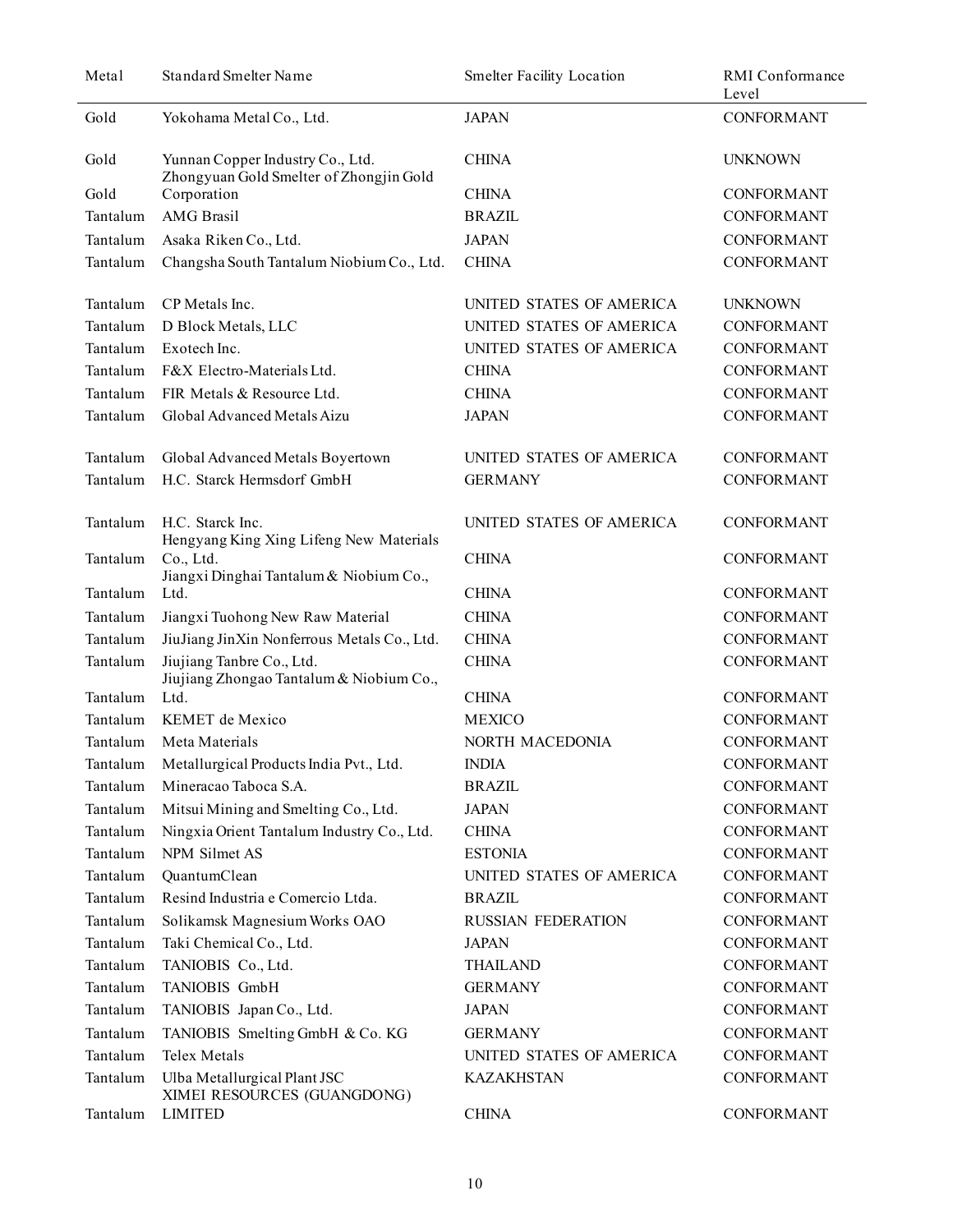| Metal | Standard Smelter Name | Smelter Facility Location | RMI Conformance Level |
| --- | --- | --- | --- |
| Gold | Yokohama Metal Co., Ltd. | JAPAN | CONFORMANT |
| Gold | Yunnan Copper Industry Co., Ltd. | CHINA | UNKNOWN |
| Gold | Zhongyuan Gold Smelter of Zhongjin Gold Corporation | CHINA | CONFORMANT |
| Tantalum | AMG Brasil | BRAZIL | CONFORMANT |
| Tantalum | Asaka Riken Co., Ltd. | JAPAN | CONFORMANT |
| Tantalum | Changsha South Tantalum Niobium Co., Ltd. | CHINA | CONFORMANT |
| Tantalum | CP Metals Inc. | UNITED STATES OF AMERICA | UNKNOWN |
| Tantalum | D Block Metals, LLC | UNITED STATES OF AMERICA | CONFORMANT |
| Tantalum | Exotech Inc. | UNITED STATES OF AMERICA | CONFORMANT |
| Tantalum | F&X Electro-Materials Ltd. | CHINA | CONFORMANT |
| Tantalum | FIR Metals & Resource Ltd. | CHINA | CONFORMANT |
| Tantalum | Global Advanced Metals Aizu | JAPAN | CONFORMANT |
| Tantalum | Global Advanced Metals Boyertown | UNITED STATES OF AMERICA | CONFORMANT |
| Tantalum | H.C. Starck Hermsdorf GmbH | GERMANY | CONFORMANT |
| Tantalum | H.C. Starck Inc. | UNITED STATES OF AMERICA | CONFORMANT |
| Tantalum | Hengyang King Xing Lifeng New Materials Co., Ltd. | CHINA | CONFORMANT |
| Tantalum | Jiangxi Dinghai Tantalum & Niobium Co., Ltd. | CHINA | CONFORMANT |
| Tantalum | Jiangxi Tuohong New Raw Material | CHINA | CONFORMANT |
| Tantalum | JiuJiang JinXin Nonferrous Metals Co., Ltd. | CHINA | CONFORMANT |
| Tantalum | Jiujiang Tanbre Co., Ltd. | CHINA | CONFORMANT |
| Tantalum | Jiujiang Zhongao Tantalum & Niobium Co., Ltd. | CHINA | CONFORMANT |
| Tantalum | KEMET de Mexico | MEXICO | CONFORMANT |
| Tantalum | Meta Materials | NORTH MACEDONIA | CONFORMANT |
| Tantalum | Metallurgical Products India Pvt., Ltd. | INDIA | CONFORMANT |
| Tantalum | Mineracao Taboca S.A. | BRAZIL | CONFORMANT |
| Tantalum | Mitsui Mining and Smelting Co., Ltd. | JAPAN | CONFORMANT |
| Tantalum | Ningxia Orient Tantalum Industry Co., Ltd. | CHINA | CONFORMANT |
| Tantalum | NPM Silmet AS | ESTONIA | CONFORMANT |
| Tantalum | QuantumClean | UNITED STATES OF AMERICA | CONFORMANT |
| Tantalum | Resind Industria e Comercio Ltda. | BRAZIL | CONFORMANT |
| Tantalum | Solikamsk Magnesium Works OAO | RUSSIAN FEDERATION | CONFORMANT |
| Tantalum | Taki Chemical Co., Ltd. | JAPAN | CONFORMANT |
| Tantalum | TANIOBIS Co., Ltd. | THAILAND | CONFORMANT |
| Tantalum | TANIOBIS GmbH | GERMANY | CONFORMANT |
| Tantalum | TANIOBIS Japan Co., Ltd. | JAPAN | CONFORMANT |
| Tantalum | TANIOBIS Smelting GmbH & Co. KG | GERMANY | CONFORMANT |
| Tantalum | Telex Metals | UNITED STATES OF AMERICA | CONFORMANT |
| Tantalum | Ulba Metallurgical Plant JSC | KAZAKHSTAN | CONFORMANT |
| Tantalum | XIMEI RESOURCES (GUANGDONG) LIMITED | CHINA | CONFORMANT |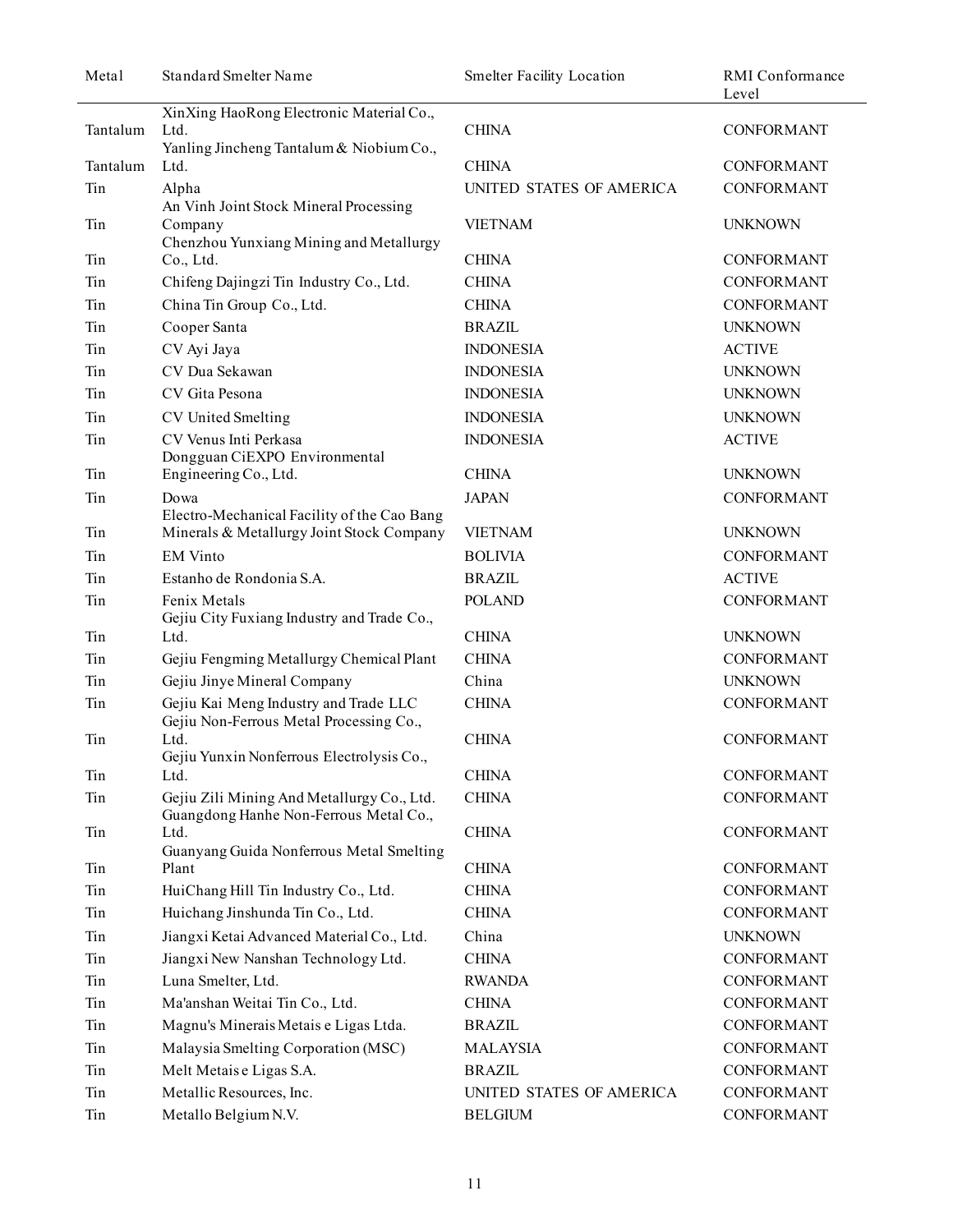| Metal | Standard Smelter Name | Smelter Facility Location | RMI Conformance Level |
|---|---|---|---|
| Tantalum | XinXing HaoRong Electronic Material Co., Ltd. | CHINA | CONFORMANT |
| Tantalum | Yanling Jincheng Tantalum & Niobium Co., Ltd. | CHINA | CONFORMANT |
| Tin | Alpha | UNITED STATES OF AMERICA | CONFORMANT |
| Tin | An Vinh Joint Stock Mineral Processing Company | VIETNAM | UNKNOWN |
| Tin | Chenzhou Yunxiang Mining and Metallurgy Co., Ltd. | CHINA | CONFORMANT |
| Tin | Chifeng Dajingzi Tin Industry Co., Ltd. | CHINA | CONFORMANT |
| Tin | China Tin Group Co., Ltd. | CHINA | CONFORMANT |
| Tin | Cooper Santa | BRAZIL | UNKNOWN |
| Tin | CV Ayi Jaya | INDONESIA | ACTIVE |
| Tin | CV Dua Sekawan | INDONESIA | UNKNOWN |
| Tin | CV Gita Pesona | INDONESIA | UNKNOWN |
| Tin | CV United Smelting | INDONESIA | UNKNOWN |
| Tin | CV Venus Inti Perkasa | INDONESIA | ACTIVE |
| Tin | Dongguan CiEXPO Environmental Engineering Co., Ltd. | CHINA | UNKNOWN |
| Tin | Dowa | JAPAN | CONFORMANT |
| Tin | Electro-Mechanical Facility of the Cao Bang Minerals & Metallurgy Joint Stock Company | VIETNAM | UNKNOWN |
| Tin | EM Vinto | BOLIVIA | CONFORMANT |
| Tin | Estanho de Rondonia S.A. | BRAZIL | ACTIVE |
| Tin | Fenix Metals | POLAND | CONFORMANT |
| Tin | Gejiu City Fuxiang Industry and Trade Co., Ltd. | CHINA | UNKNOWN |
| Tin | Gejiu Fengming Metallurgy Chemical Plant | CHINA | CONFORMANT |
| Tin | Gejiu Jinye Mineral Company | China | UNKNOWN |
| Tin | Gejiu Kai Meng Industry and Trade LLC | CHINA | CONFORMANT |
| Tin | Gejiu Non-Ferrous Metal Processing Co., Ltd. | CHINA | CONFORMANT |
| Tin | Gejiu Yunxin Nonferrous Electrolysis Co., Ltd. | CHINA | CONFORMANT |
| Tin | Gejiu Zili Mining And Metallurgy Co., Ltd. | CHINA | CONFORMANT |
| Tin | Guangdong Hanhe Non-Ferrous Metal Co., Ltd. | CHINA | CONFORMANT |
| Tin | Guanyang Guida Nonferrous Metal Smelting Plant | CHINA | CONFORMANT |
| Tin | HuiChang Hill Tin Industry Co., Ltd. | CHINA | CONFORMANT |
| Tin | Huichang Jinshunda Tin Co., Ltd. | CHINA | CONFORMANT |
| Tin | Jiangxi Ketai Advanced Material Co., Ltd. | China | UNKNOWN |
| Tin | Jiangxi New Nanshan Technology Ltd. | CHINA | CONFORMANT |
| Tin | Luna Smelter, Ltd. | RWANDA | CONFORMANT |
| Tin | Ma'anshan Weitai Tin Co., Ltd. | CHINA | CONFORMANT |
| Tin | Magnu's Minerais Metais e Ligas Ltda. | BRAZIL | CONFORMANT |
| Tin | Malaysia Smelting Corporation (MSC) | MALAYSIA | CONFORMANT |
| Tin | Melt Metais e Ligas S.A. | BRAZIL | CONFORMANT |
| Tin | Metallic Resources, Inc. | UNITED STATES OF AMERICA | CONFORMANT |
| Tin | Metallo Belgium N.V. | BELGIUM | CONFORMANT |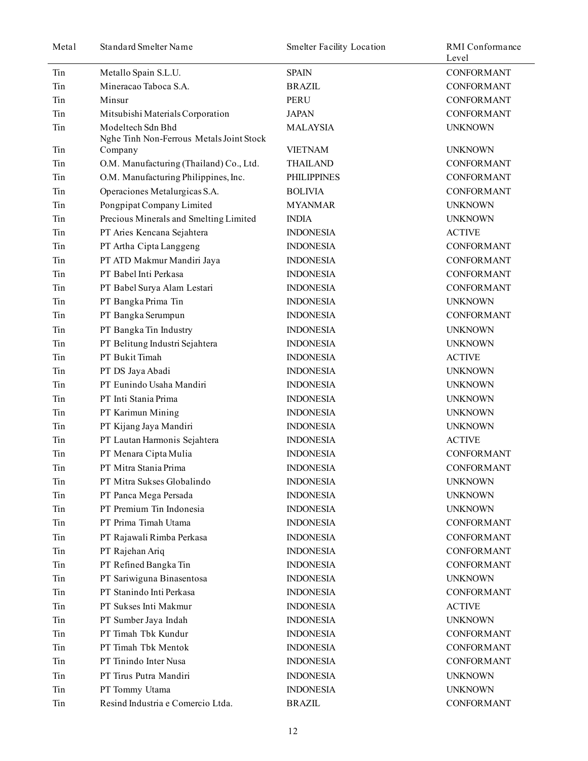| Metal | Standard Smelter Name | Smelter Facility Location | RMI Conformance Level |
|---|---|---|---|
| Tin | Metallo Spain S.L.U. | SPAIN | CONFORMANT |
| Tin | Mineracao Taboca S.A. | BRAZIL | CONFORMANT |
| Tin | Minsur | PERU | CONFORMANT |
| Tin | Mitsubishi Materials Corporation | JAPAN | CONFORMANT |
| Tin | Modeltech Sdn Bhd | MALAYSIA | UNKNOWN |
| Tin | Nghe Tinh Non-Ferrous Metals Joint Stock Company | VIETNAM | UNKNOWN |
| Tin | O.M. Manufacturing (Thailand) Co., Ltd. | THAILAND | CONFORMANT |
| Tin | O.M. Manufacturing Philippines, Inc. | PHILIPPINES | CONFORMANT |
| Tin | Operaciones Metalurgicas S.A. | BOLIVIA | CONFORMANT |
| Tin | Pongpipat Company Limited | MYANMAR | UNKNOWN |
| Tin | Precious Minerals and Smelting Limited | INDIA | UNKNOWN |
| Tin | PT Aries Kencana Sejahtera | INDONESIA | ACTIVE |
| Tin | PT Artha Cipta Langgeng | INDONESIA | CONFORMANT |
| Tin | PT ATD Makmur Mandiri Jaya | INDONESIA | CONFORMANT |
| Tin | PT Babel Inti Perkasa | INDONESIA | CONFORMANT |
| Tin | PT Babel Surya Alam Lestari | INDONESIA | CONFORMANT |
| Tin | PT Bangka Prima Tin | INDONESIA | UNKNOWN |
| Tin | PT Bangka Serumpun | INDONESIA | CONFORMANT |
| Tin | PT Bangka Tin Industry | INDONESIA | UNKNOWN |
| Tin | PT Belitung Industri Sejahtera | INDONESIA | UNKNOWN |
| Tin | PT Bukit Timah | INDONESIA | ACTIVE |
| Tin | PT DS Jaya Abadi | INDONESIA | UNKNOWN |
| Tin | PT Eunindo Usaha Mandiri | INDONESIA | UNKNOWN |
| Tin | PT Inti Stania Prima | INDONESIA | UNKNOWN |
| Tin | PT Karimun Mining | INDONESIA | UNKNOWN |
| Tin | PT Kijang Jaya Mandiri | INDONESIA | UNKNOWN |
| Tin | PT Lautan Harmonis Sejahtera | INDONESIA | ACTIVE |
| Tin | PT Menara Cipta Mulia | INDONESIA | CONFORMANT |
| Tin | PT Mitra Stania Prima | INDONESIA | CONFORMANT |
| Tin | PT Mitra Sukses Globalindo | INDONESIA | UNKNOWN |
| Tin | PT Panca Mega Persada | INDONESIA | UNKNOWN |
| Tin | PT Premium Tin Indonesia | INDONESIA | UNKNOWN |
| Tin | PT Prima Timah Utama | INDONESIA | CONFORMANT |
| Tin | PT Rajawali Rimba Perkasa | INDONESIA | CONFORMANT |
| Tin | PT Rajehan Ariq | INDONESIA | CONFORMANT |
| Tin | PT Refined Bangka Tin | INDONESIA | CONFORMANT |
| Tin | PT Sariwiguna Binasentosa | INDONESIA | UNKNOWN |
| Tin | PT Stanindo Inti Perkasa | INDONESIA | CONFORMANT |
| Tin | PT Sukses Inti Makmur | INDONESIA | ACTIVE |
| Tin | PT Sumber Jaya Indah | INDONESIA | UNKNOWN |
| Tin | PT Timah Tbk Kundur | INDONESIA | CONFORMANT |
| Tin | PT Timah Tbk Mentok | INDONESIA | CONFORMANT |
| Tin | PT Tinindo Inter Nusa | INDONESIA | CONFORMANT |
| Tin | PT Tirus Putra Mandiri | INDONESIA | UNKNOWN |
| Tin | PT Tommy Utama | INDONESIA | UNKNOWN |
| Tin | Resind Industria e Comercio Ltda. | BRAZIL | CONFORMANT |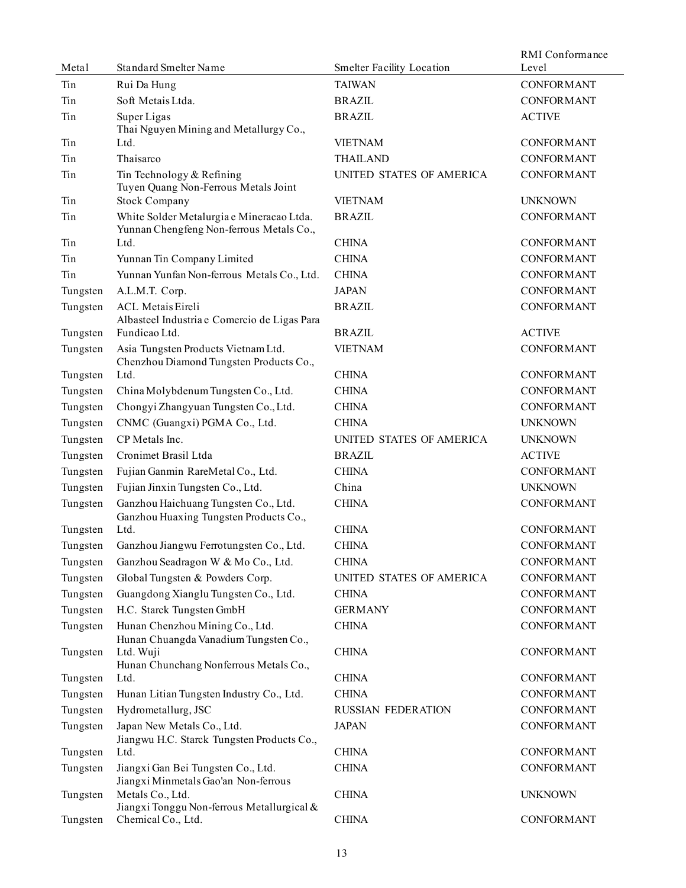| Metal | Standard Smelter Name | Smelter Facility Location | RMI Conformance Level |
|---|---|---|---|
| Tin | Rui Da Hung | TAIWAN | CONFORMANT |
| Tin | Soft Metais Ltda. | BRAZIL | CONFORMANT |
| Tin | Super Ligas | BRAZIL | ACTIVE |
| Tin | Thai Nguyen Mining and Metallurgy Co., Ltd. | VIETNAM | CONFORMANT |
| Tin | Thaisarco | THAILAND | CONFORMANT |
| Tin | Tin Technology & Refining | UNITED STATES OF AMERICA | CONFORMANT |
| Tin | Tuyen Quang Non-Ferrous Metals Joint Stock Company | VIETNAM | UNKNOWN |
| Tin | White Solder Metalurgia e Mineracao Ltda. | BRAZIL | CONFORMANT |
| Tin | Yunnan Chengfeng Non-ferrous Metals Co., Ltd. | CHINA | CONFORMANT |
| Tin | Yunnan Tin Company Limited | CHINA | CONFORMANT |
| Tin | Yunnan Yunfan Non-ferrous Metals Co., Ltd. | CHINA | CONFORMANT |
| Tungsten | A.L.M.T. Corp. | JAPAN | CONFORMANT |
| Tungsten | ACL Metais Eireli | BRAZIL | CONFORMANT |
| Tungsten | Albasteel Industria e Comercio de Ligas Para Fundicao Ltd. | BRAZIL | ACTIVE |
| Tungsten | Asia Tungsten Products Vietnam Ltd. | VIETNAM | CONFORMANT |
| Tungsten | Chenzhou Diamond Tungsten Products Co., Ltd. | CHINA | CONFORMANT |
| Tungsten | China Molybdenum Tungsten Co., Ltd. | CHINA | CONFORMANT |
| Tungsten | Chongyi Zhangyuan Tungsten Co., Ltd. | CHINA | CONFORMANT |
| Tungsten | CNMC (Guangxi) PGMA Co., Ltd. | CHINA | UNKNOWN |
| Tungsten | CP Metals Inc. | UNITED STATES OF AMERICA | UNKNOWN |
| Tungsten | Cronimet Brasil Ltda | BRAZIL | ACTIVE |
| Tungsten | Fujian Ganmin RareMetal Co., Ltd. | CHINA | CONFORMANT |
| Tungsten | Fujian Jinxin Tungsten Co., Ltd. | China | UNKNOWN |
| Tungsten | Ganzhou Haichuang Tungsten Co., Ltd. | CHINA | CONFORMANT |
| Tungsten | Ganzhou Huaxing Tungsten Products Co., Ltd. | CHINA | CONFORMANT |
| Tungsten | Ganzhou Jiangwu Ferrotungsten Co., Ltd. | CHINA | CONFORMANT |
| Tungsten | Ganzhou Seadragon W & Mo Co., Ltd. | CHINA | CONFORMANT |
| Tungsten | Global Tungsten & Powders Corp. | UNITED STATES OF AMERICA | CONFORMANT |
| Tungsten | Guangdong Xianglu Tungsten Co., Ltd. | CHINA | CONFORMANT |
| Tungsten | H.C. Starck Tungsten GmbH | GERMANY | CONFORMANT |
| Tungsten | Hunan Chenzhou Mining Co., Ltd. | CHINA | CONFORMANT |
| Tungsten | Hunan Chuangda Vanadium Tungsten Co., Ltd. Wuji | CHINA | CONFORMANT |
| Tungsten | Hunan Chunchang Nonferrous Metals Co., Ltd. | CHINA | CONFORMANT |
| Tungsten | Hunan Litian Tungsten Industry Co., Ltd. | CHINA | CONFORMANT |
| Tungsten | Hydrometallurg, JSC | RUSSIAN FEDERATION | CONFORMANT |
| Tungsten | Japan New Metals Co., Ltd. | JAPAN | CONFORMANT |
| Tungsten | Jiangwu H.C. Starck Tungsten Products Co., Ltd. | CHINA | CONFORMANT |
| Tungsten | Jiangxi Gan Bei Tungsten Co., Ltd. | CHINA | CONFORMANT |
| Tungsten | Jiangxi Minmetals Gao'an Non-ferrous Metals Co., Ltd. | CHINA | UNKNOWN |
| Tungsten | Jiangxi Tonggu Non-ferrous Metallurgical & Chemical Co., Ltd. | CHINA | CONFORMANT |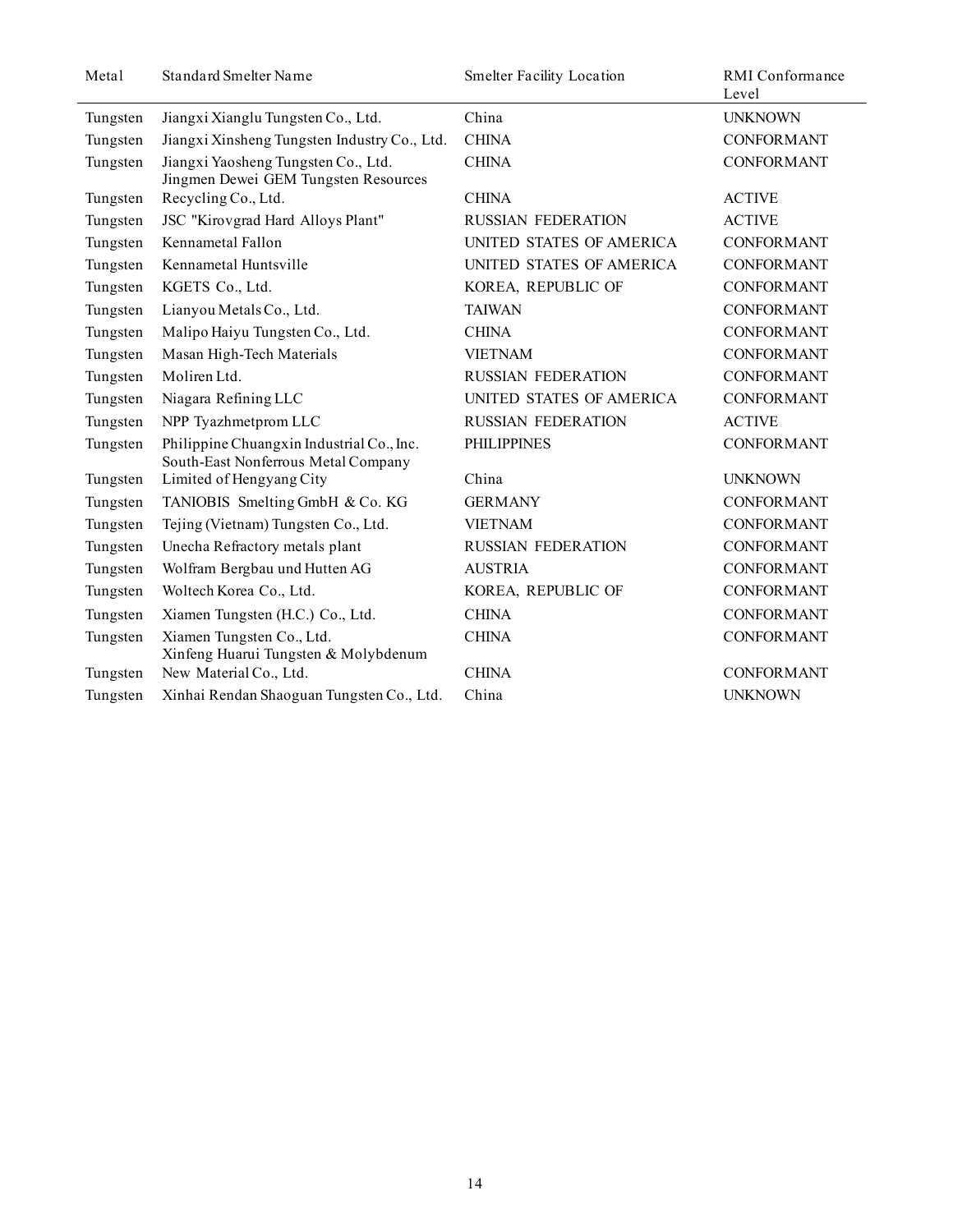| Metal | Standard Smelter Name | Smelter Facility Location | RMI Conformance Level |
|---|---|---|---|
| Tungsten | Jiangxi Xianglu Tungsten Co., Ltd. | China | UNKNOWN |
| Tungsten | Jiangxi Xinsheng Tungsten Industry Co., Ltd. | CHINA | CONFORMANT |
| Tungsten | Jiangxi Yaosheng Tungsten Co., Ltd. | CHINA | CONFORMANT |
| Tungsten | Jingmen Dewei GEM Tungsten Resources Recycling Co., Ltd. | CHINA | ACTIVE |
| Tungsten | JSC "Kirovgrad Hard Alloys Plant" | RUSSIAN FEDERATION | ACTIVE |
| Tungsten | Kennametal Fallon | UNITED STATES OF AMERICA | CONFORMANT |
| Tungsten | Kennametal Huntsville | UNITED STATES OF AMERICA | CONFORMANT |
| Tungsten | KGETS Co., Ltd. | KOREA, REPUBLIC OF | CONFORMANT |
| Tungsten | Lianyou Metals Co., Ltd. | TAIWAN | CONFORMANT |
| Tungsten | Malipo Haiyu Tungsten Co., Ltd. | CHINA | CONFORMANT |
| Tungsten | Masan High-Tech Materials | VIETNAM | CONFORMANT |
| Tungsten | Moliren Ltd. | RUSSIAN FEDERATION | CONFORMANT |
| Tungsten | Niagara Refining LLC | UNITED STATES OF AMERICA | CONFORMANT |
| Tungsten | NPP Tyazhmetprom LLC | RUSSIAN FEDERATION | ACTIVE |
| Tungsten | Philippine Chuangxin Industrial Co., Inc. | PHILIPPINES | CONFORMANT |
| Tungsten | South-East Nonferrous Metal Company Limited of Hengyang City | China | UNKNOWN |
| Tungsten | TANIOBIS Smelting GmbH & Co. KG | GERMANY | CONFORMANT |
| Tungsten | Tejing (Vietnam) Tungsten Co., Ltd. | VIETNAM | CONFORMANT |
| Tungsten | Unecha Refractory metals plant | RUSSIAN FEDERATION | CONFORMANT |
| Tungsten | Wolfram Bergbau und Hutten AG | AUSTRIA | CONFORMANT |
| Tungsten | Woltech Korea Co., Ltd. | KOREA, REPUBLIC OF | CONFORMANT |
| Tungsten | Xiamen Tungsten (H.C.) Co., Ltd. | CHINA | CONFORMANT |
| Tungsten | Xiamen Tungsten Co., Ltd. | CHINA | CONFORMANT |
| Tungsten | Xinfeng Huarui Tungsten & Molybdenum New Material Co., Ltd. | CHINA | CONFORMANT |
| Tungsten | Xinhai Rendan Shaoguan Tungsten Co., Ltd. | China | UNKNOWN |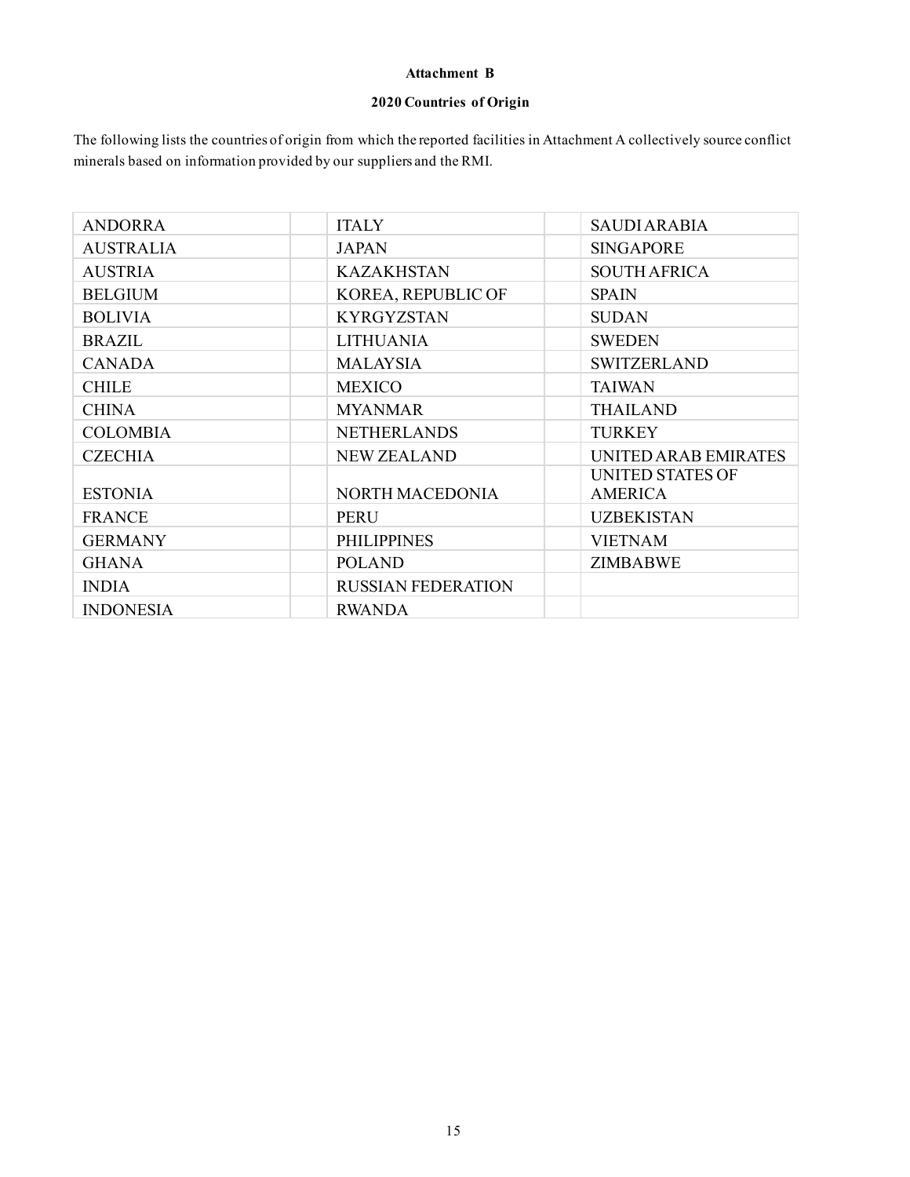**Attachment B**

**2020 Countries of Origin**

The following lists the countries of origin from which the reported facilities in Attachment A collectively source conflict minerals based on information provided by our suppliers and the RMI.

| | | | | |
|---|---|---|---|---|
| ANDORRA | | ITALY | | SAUDI ARABIA |
| AUSTRALIA | | JAPAN | | SINGAPORE |
| AUSTRIA | | KAZAKHSTAN | | SOUTH AFRICA |
| BELGIUM | | KOREA, REPUBLIC OF | | SPAIN |
| BOLIVIA | | KYRGYZSTAN | | SUDAN |
| BRAZIL | | LITHUANIA | | SWEDEN |
| CANADA | | MALAYSIA | | SWITZERLAND |
| CHILE | | MEXICO | | TAIWAN |
| CHINA | | MYANMAR | | THAILAND |
| COLOMBIA | | NETHERLANDS | | TURKEY |
| CZECHIA | | NEW ZEALAND | | UNITED ARAB EMIRATES |
| ESTONIA | | NORTH MACEDONIA | | UNITED STATES OF AMERICA |
| FRANCE | | PERU | | UZBEKISTAN |
| GERMANY | | PHILIPPINES | | VIETNAM |
| GHANA | | POLAND | | ZIMBABWE |
| INDIA | | RUSSIAN FEDERATION | | |
| INDONESIA | | RWANDA | | |